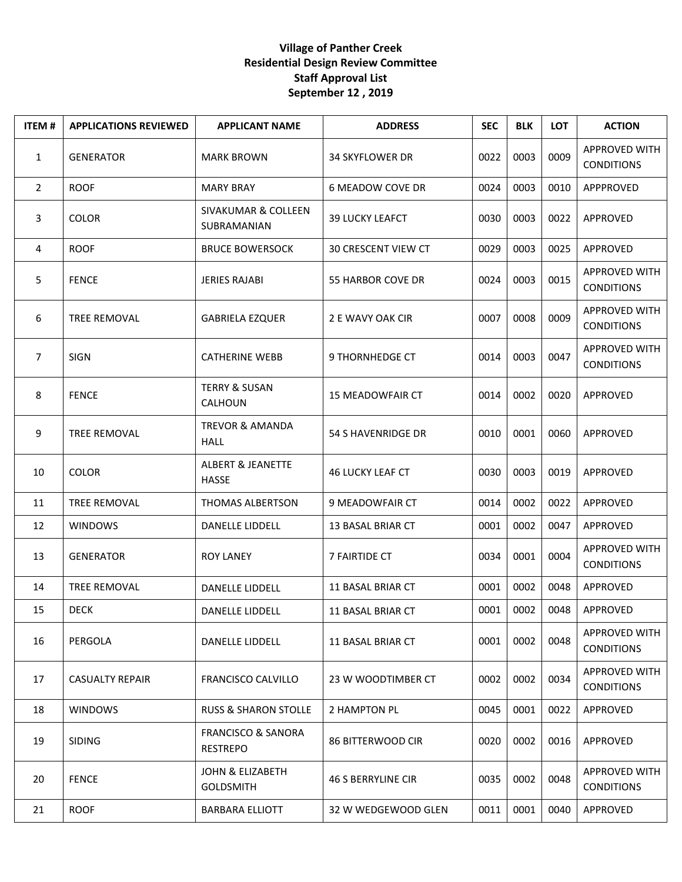**Village of Panther Creek**
**Residential Design Review Committee**
**Staff Approval List**
**September 12 , 2019**

| ITEM # | APPLICATIONS REVIEWED | APPLICANT NAME | ADDRESS | SEC | BLK | LOT | ACTION |
|---|---|---|---|---|---|---|---|
| 1 | GENERATOR | MARK BROWN | 34 SKYFLOWER DR | 0022 | 0003 | 0009 | APPROVED WITH CONDITIONS |
| 2 | ROOF | MARY BRAY | 6 MEADOW COVE DR | 0024 | 0003 | 0010 | APPPROVED |
| 3 | COLOR | SIVAKUMAR & COLLEEN SUBRAMANIAN | 39 LUCKY LEAFCT | 0030 | 0003 | 0022 | APPROVED |
| 4 | ROOF | BRUCE BOWERSOCK | 30 CRESCENT VIEW CT | 0029 | 0003 | 0025 | APPROVED |
| 5 | FENCE | JERIES RAJABI | 55 HARBOR COVE DR | 0024 | 0003 | 0015 | APPROVED WITH CONDITIONS |
| 6 | TREE REMOVAL | GABRIELA EZQUER | 2 E WAVY OAK CIR | 0007 | 0008 | 0009 | APPROVED WITH CONDITIONS |
| 7 | SIGN | CATHERINE WEBB | 9 THORNHEDGE CT | 0014 | 0003 | 0047 | APPROVED WITH CONDITIONS |
| 8 | FENCE | TERRY & SUSAN CALHOUN | 15 MEADOWFAIR CT | 0014 | 0002 | 0020 | APPROVED |
| 9 | TREE REMOVAL | TREVOR & AMANDA HALL | 54 S HAVENRIDGE DR | 0010 | 0001 | 0060 | APPROVED |
| 10 | COLOR | ALBERT & JEANETTE HASSE | 46 LUCKY LEAF CT | 0030 | 0003 | 0019 | APPROVED |
| 11 | TREE REMOVAL | THOMAS ALBERTSON | 9 MEADOWFAIR CT | 0014 | 0002 | 0022 | APPROVED |
| 12 | WINDOWS | DANELLE LIDDELL | 13 BASAL BRIAR CT | 0001 | 0002 | 0047 | APPROVED |
| 13 | GENERATOR | ROY LANEY | 7 FAIRTIDE CT | 0034 | 0001 | 0004 | APPROVED WITH CONDITIONS |
| 14 | TREE REMOVAL | DANELLE LIDDELL | 11 BASAL BRIAR CT | 0001 | 0002 | 0048 | APPROVED |
| 15 | DECK | DANELLE LIDDELL | 11 BASAL BRIAR CT | 0001 | 0002 | 0048 | APPROVED |
| 16 | PERGOLA | DANELLE LIDDELL | 11 BASAL BRIAR CT | 0001 | 0002 | 0048 | APPROVED WITH CONDITIONS |
| 17 | CASUALTY REPAIR | FRANCISCO CALVILLO | 23 W WOODTIMBER CT | 0002 | 0002 | 0034 | APPROVED WITH CONDITIONS |
| 18 | WINDOWS | RUSS & SHARON STOLLE | 2 HAMPTON PL | 0045 | 0001 | 0022 | APPROVED |
| 19 | SIDING | FRANCISCO & SANORA RESTREPO | 86 BITTERWOOD CIR | 0020 | 0002 | 0016 | APPROVED |
| 20 | FENCE | JOHN & ELIZABETH GOLDSMITH | 46 S BERRYLINE CIR | 0035 | 0002 | 0048 | APPROVED WITH CONDITIONS |
| 21 | ROOF | BARBARA ELLIOTT | 32 W WEDGEWOOD GLEN | 0011 | 0001 | 0040 | APPROVED |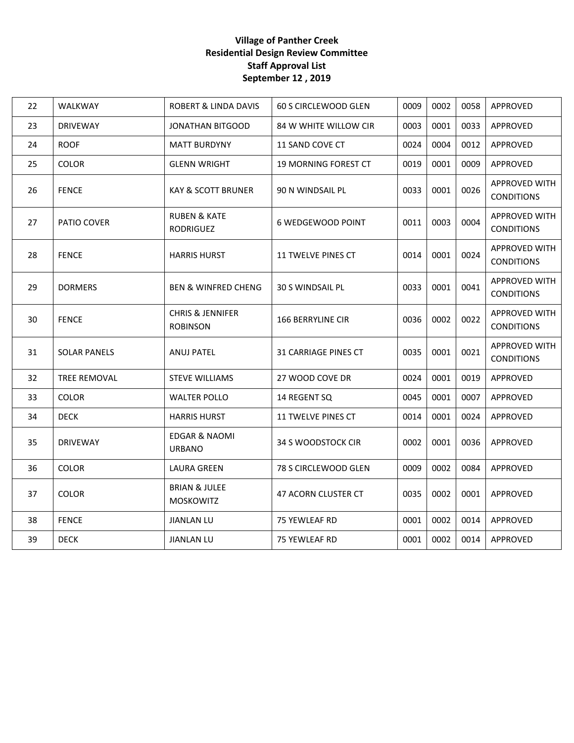**Village of Panther Creek**
**Residential Design Review Committee**
**Staff Approval List**
**September 12 , 2019**

| | | | | | | | |
|---|---|---|---|---|---|---|---|
| 22 | WALKWAY | ROBERT & LINDA DAVIS | 60 S CIRCLEWOOD GLEN | 0009 | 0002 | 0058 | APPROVED |
| 23 | DRIVEWAY | JONATHAN BITGOOD | 84 W WHITE WILLOW CIR | 0003 | 0001 | 0033 | APPROVED |
| 24 | ROOF | MATT BURDYNY | 11 SAND COVE CT | 0024 | 0004 | 0012 | APPROVED |
| 25 | COLOR | GLENN WRIGHT | 19 MORNING FOREST CT | 0019 | 0001 | 0009 | APPROVED |
| 26 | FENCE | KAY & SCOTT BRUNER | 90 N WINDSAIL PL | 0033 | 0001 | 0026 | APPROVED WITH CONDITIONS |
| 27 | PATIO COVER | RUBEN & KATE RODRIGUEZ | 6 WEDGEWOOD POINT | 0011 | 0003 | 0004 | APPROVED WITH CONDITIONS |
| 28 | FENCE | HARRIS HURST | 11 TWELVE PINES CT | 0014 | 0001 | 0024 | APPROVED WITH CONDITIONS |
| 29 | DORMERS | BEN & WINFRED CHENG | 30 S WINDSAIL PL | 0033 | 0001 | 0041 | APPROVED WITH CONDITIONS |
| 30 | FENCE | CHRIS & JENNIFER ROBINSON | 166 BERRYLINE CIR | 0036 | 0002 | 0022 | APPROVED WITH CONDITIONS |
| 31 | SOLAR PANELS | ANUJ PATEL | 31 CARRIAGE PINES CT | 0035 | 0001 | 0021 | APPROVED WITH CONDITIONS |
| 32 | TREE REMOVAL | STEVE WILLIAMS | 27 WOOD COVE DR | 0024 | 0001 | 0019 | APPROVED |
| 33 | COLOR | WALTER POLLO | 14 REGENT SQ | 0045 | 0001 | 0007 | APPROVED |
| 34 | DECK | HARRIS HURST | 11 TWELVE PINES CT | 0014 | 0001 | 0024 | APPROVED |
| 35 | DRIVEWAY | EDGAR & NAOMI URBANO | 34 S WOODSTOCK CIR | 0002 | 0001 | 0036 | APPROVED |
| 36 | COLOR | LAURA GREEN | 78 S CIRCLEWOOD GLEN | 0009 | 0002 | 0084 | APPROVED |
| 37 | COLOR | BRIAN & JULEE MOSKOWITZ | 47 ACORN CLUSTER CT | 0035 | 0002 | 0001 | APPROVED |
| 38 | FENCE | JIANLAN LU | 75 YEWLEAF RD | 0001 | 0002 | 0014 | APPROVED |
| 39 | DECK | JIANLAN LU | 75 YEWLEAF RD | 0001 | 0002 | 0014 | APPROVED |